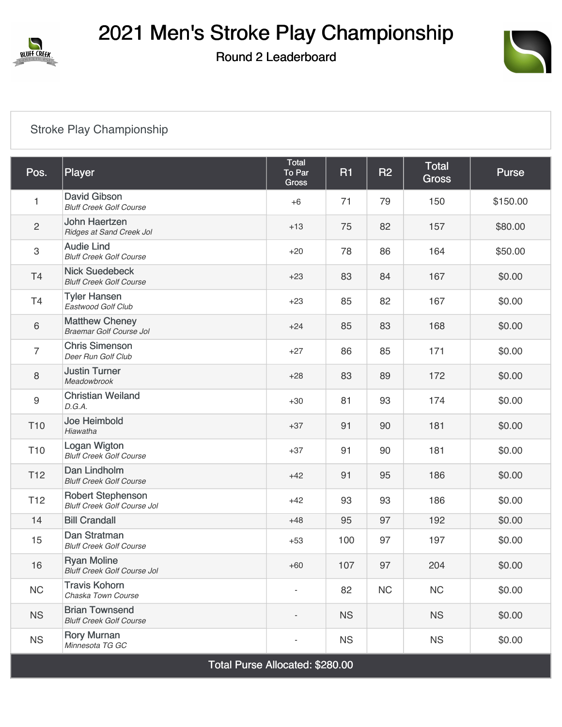# 2021 Men's Stroke Play Championship

## Round 2 Leaderboard

### Stroke Play Championship

| Pos. | Player | Total To Par Gross | R1 | R2 | Total Gross | Purse |
|---|---|---|---|---|---|---|
| 1 | David Gibson<br>*Bluff Creek Golf Course* | +6 | 71 | 79 | 150 | $150.00 |
| 2 | John Haertzen<br>*Ridges at Sand Creek Jol* | +13 | 75 | 82 | 157 | $80.00 |
| 3 | Audie Lind<br>*Bluff Creek Golf Course* | +20 | 78 | 86 | 164 | $50.00 |
| T4 | Nick Suedebeck<br>*Bluff Creek Golf Course* | +23 | 83 | 84 | 167 | $0.00 |
| T4 | Tyler Hansen<br>*Eastwood Golf Club* | +23 | 85 | 82 | 167 | $0.00 |
| 6 | Matthew Cheney<br>*Braemar Golf Course Jol* | +24 | 85 | 83 | 168 | $0.00 |
| 7 | Chris Simenson<br>*Deer Run Golf Club* | +27 | 86 | 85 | 171 | $0.00 |
| 8 | Justin Turner<br>*Meadowbrook* | +28 | 83 | 89 | 172 | $0.00 |
| 9 | Christian Weiland<br>*D.G.A.* | +30 | 81 | 93 | 174 | $0.00 |
| T10 | Joe Heimbold<br>*Hiawatha* | +37 | 91 | 90 | 181 | $0.00 |
| T10 | Logan Wigton<br>*Bluff Creek Golf Course* | +37 | 91 | 90 | 181 | $0.00 |
| T12 | Dan Lindholm<br>*Bluff Creek Golf Course* | +42 | 91 | 95 | 186 | $0.00 |
| T12 | Robert Stephenson<br>*Bluff Creek Golf Course Jol* | +42 | 93 | 93 | 186 | $0.00 |
| 14 | Bill Crandall | +48 | 95 | 97 | 192 | $0.00 |
| 15 | Dan Stratman<br>*Bluff Creek Golf Course* | +53 | 100 | 97 | 197 | $0.00 |
| 16 | Ryan Moline<br>*Bluff Creek Golf Course Jol* | +60 | 107 | 97 | 204 | $0.00 |
| NC | Travis Kohorn<br>*Chaska Town Course* | - | 82 | NC | NC | $0.00 |
| NS | Brian Townsend<br>*Bluff Creek Golf Course* | - | NS | | NS | $0.00 |
| NS | Rory Murnan<br>*Minnesota TG GC* | - | NS | | NS | $0.00 |
| Total Purse Allocated: $280.00 | | | | | | |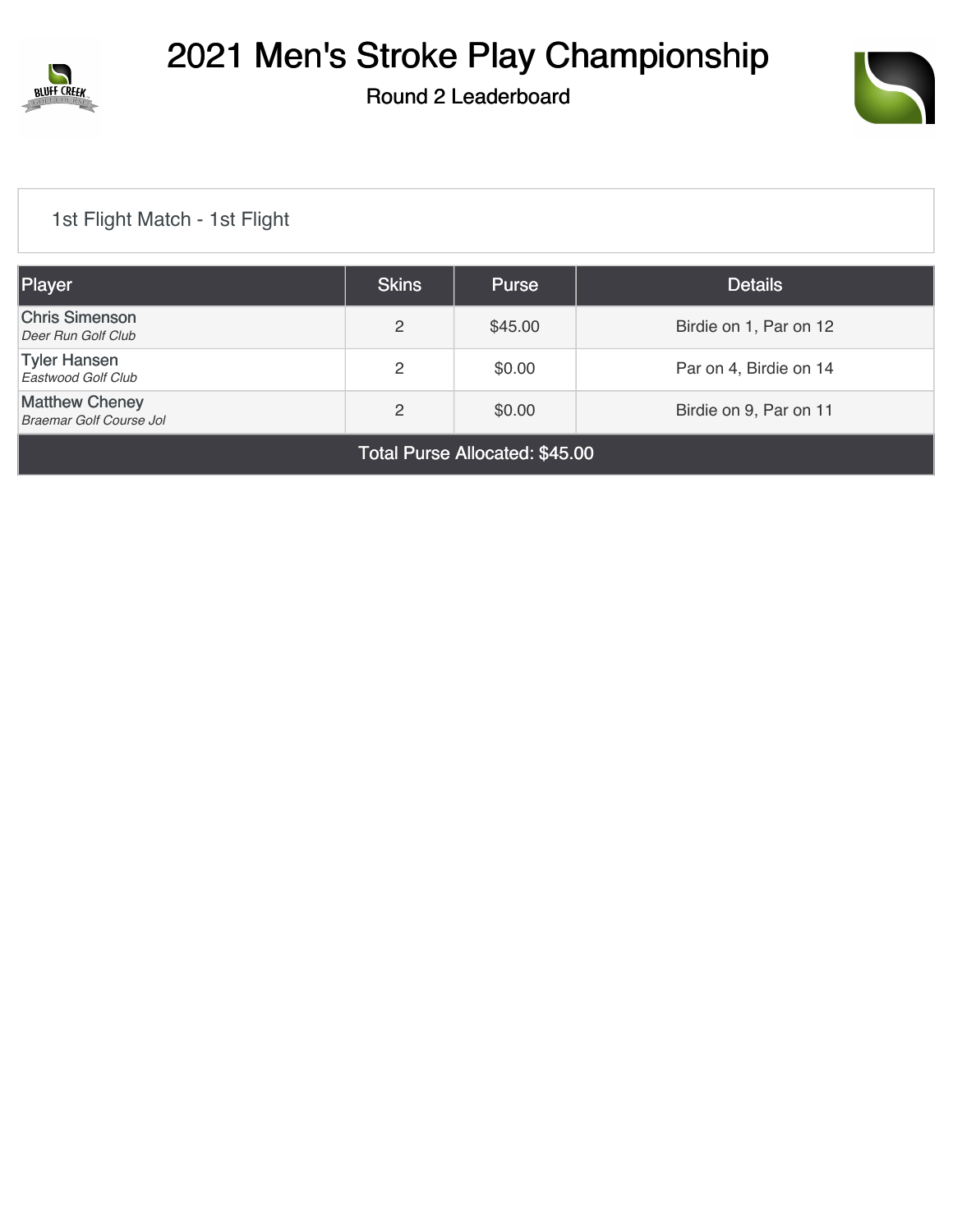# 2021 Men's Stroke Play Championship

## Round 2 Leaderboard

1st Flight Match - 1st Flight

| Player | Skins | Purse | Details |
|---|---|---|---|
| Chris Simenson<br>*Deer Run Golf Club* | 2 | $45.00 | Birdie on 1, Par on 12 |
| Tyler Hansen<br>*Eastwood Golf Club* | 2 | $0.00 | Par on 4, Birdie on 14 |
| Matthew Cheney<br>*Braemar Golf Course Jol* | 2 | $0.00 | Birdie on 9, Par on 11 |
| Total Purse Allocated: $45.00 | | | |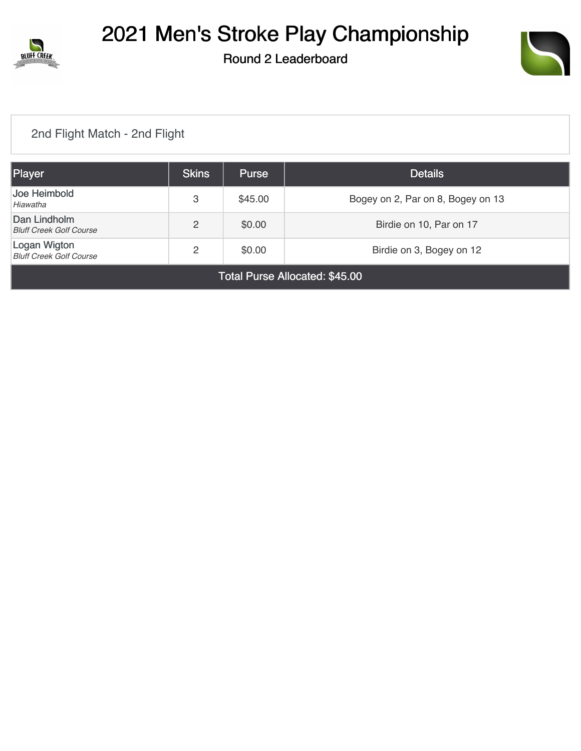# 2021 Men's Stroke Play Championship

## Round 2 Leaderboard

2nd Flight Match - 2nd Flight

| Player | Skins | Purse | Details |
|---|---|---|---|
| Joe Heimbold<br>*Hiawatha* | 3 | $45.00 | Bogey on 2, Par on 8, Bogey on 13 |
| Dan Lindholm<br>*Bluff Creek Golf Course* | 2 | $0.00 | Birdie on 10, Par on 17 |
| Logan Wigton<br>*Bluff Creek Golf Course* | 2 | $0.00 | Birdie on 3, Bogey on 12 |
| Total Purse Allocated: $45.00 | | | |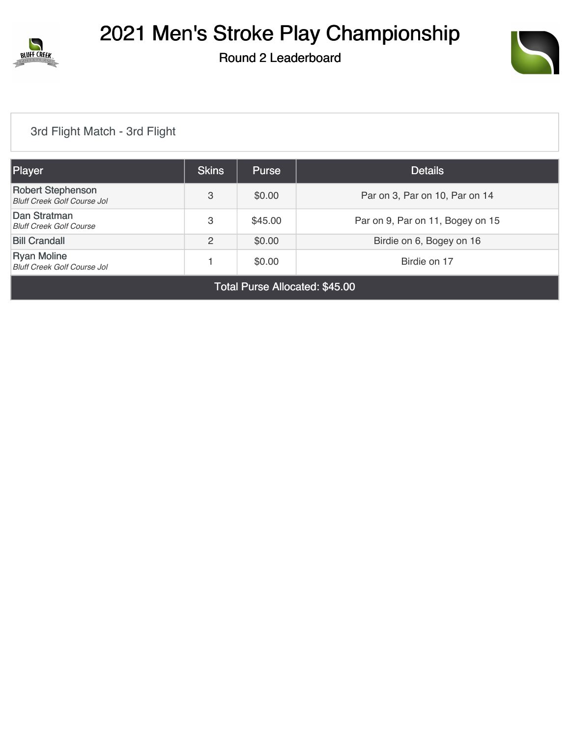# 2021 Men's Stroke Play Championship

## Round 2 Leaderboard

3rd Flight Match - 3rd Flight

| Player | Skins | Purse | Details |
|---|---|---|---|
| Robert Stephenson *Bluff Creek Golf Course Jol* | 3 | $0.00 | Par on 3, Par on 10, Par on 14 |
| Dan Stratman *Bluff Creek Golf Course* | 3 | $45.00 | Par on 9, Par on 11, Bogey on 15 |
| Bill Crandall | 2 | $0.00 | Birdie on 6, Bogey on 16 |
| Ryan Moline *Bluff Creek Golf Course Jol* | 1 | $0.00 | Birdie on 17 |
| Total Purse Allocated: $45.00 | | | |